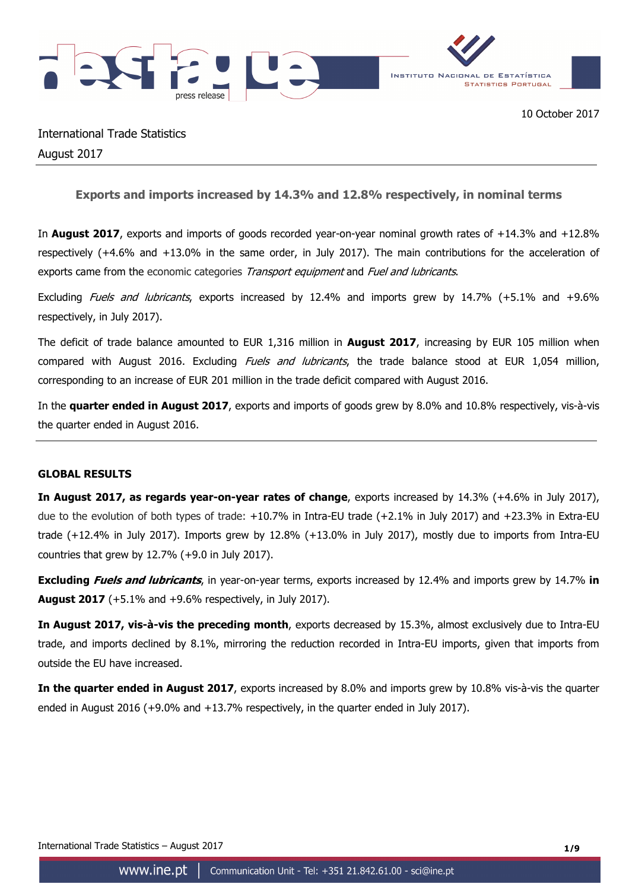10 October 2017

International Trade Statistics
August 2017

## Exports and imports increased by 14.3% and 12.8% respectively, in nominal terms

In **August 2017**, exports and imports of goods recorded year-on-year nominal growth rates of +14.3% and +12.8% respectively (+4.6% and +13.0% in the same order, in July 2017). The main contributions for the acceleration of exports came from the economic categories *Transport equipment* and *Fuel and lubricants*.

Excluding *Fuels and lubricants*, exports increased by 12.4% and imports grew by 14.7% (+5.1% and +9.6% respectively, in July 2017).

The deficit of trade balance amounted to EUR 1,316 million in **August 2017**, increasing by EUR 105 million when compared with August 2016. Excluding *Fuels and lubricants*, the trade balance stood at EUR 1,054 million, corresponding to an increase of EUR 201 million in the trade deficit compared with August 2016.

In the **quarter ended in August 2017**, exports and imports of goods grew by 8.0% and 10.8% respectively, vis-à-vis the quarter ended in August 2016.

### GLOBAL RESULTS

**In August 2017, as regards year-on-year rates of change**, exports increased by 14.3% (+4.6% in July 2017), due to the evolution of both types of trade: +10.7% in Intra-EU trade (+2.1% in July 2017) and +23.3% in Extra-EU trade (+12.4% in July 2017). Imports grew by 12.8% (+13.0% in July 2017), mostly due to imports from Intra-EU countries that grew by 12.7% (+9.0 in July 2017).

**Excluding *Fuels and lubricants***, in year-on-year terms, exports increased by 12.4% and imports grew by 14.7% **in August 2017** (+5.1% and +9.6% respectively, in July 2017).

**In August 2017, vis-à-vis the preceding month**, exports decreased by 15.3%, almost exclusively due to Intra-EU trade, and imports declined by 8.1%, mirroring the reduction recorded in Intra-EU imports, given that imports from outside the EU have increased.

**In the quarter ended in August 2017**, exports increased by 8.0% and imports grew by 10.8% vis-à-vis the quarter ended in August 2016 (+9.0% and +13.7% respectively, in the quarter ended in July 2017).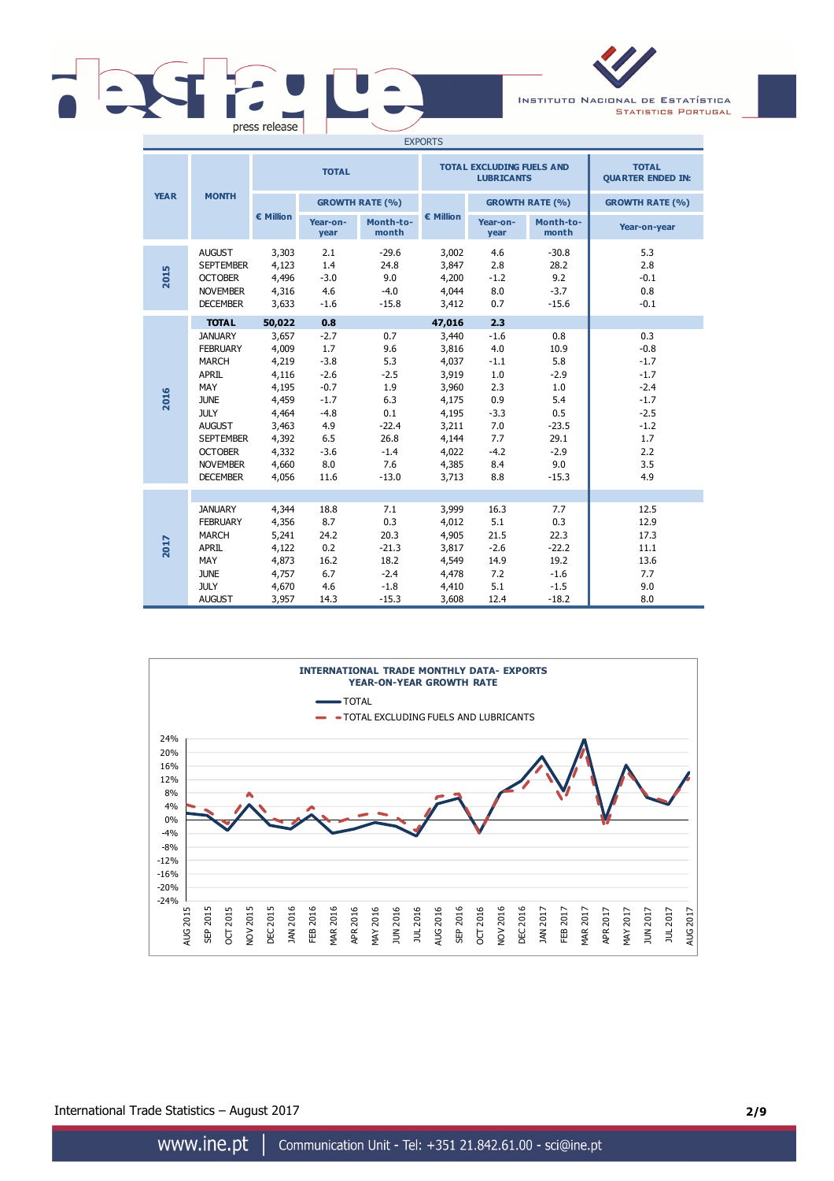EXPORTS

| YEAR | MONTH | TOTAL | | | TOTAL EXCLUDING FUELS AND LUBRICANTS | | | TOTAL QUARTER ENDED IN: |
|---|---|---|---|---|---|---|---|---|
| | | € Million | GROWTH RATE (%) | | € Million | GROWTH RATE (%) | | GROWTH RATE (%) |
| | | | Year-on-year | Month-to-month | | Year-on-year | Month-to-month | Year-on-year |
| 2015 | AUGUST | 3,303 | 2.1 | -29.6 | 3,002 | 4.6 | -30.8 | 5.3 |
| | SEPTEMBER | 4,123 | 1.4 | 24.8 | 3,847 | 2.8 | 28.2 | 2.8 |
| | OCTOBER | 4,496 | -3.0 | 9.0 | 4,200 | -1.2 | 9.2 | -0.1 |
| | NOVEMBER | 4,316 | 4.6 | -4.0 | 4,044 | 8.0 | -3.7 | 0.8 |
| | DECEMBER | 3,633 | -1.6 | -15.8 | 3,412 | 0.7 | -15.6 | -0.1 |
| 2016 | **TOTAL** | **50,022** | **0.8** | | **47,016** | **2.3** | | |
| | JANUARY | 3,657 | -2.7 | 0.7 | 3,440 | -1.6 | 0.8 | 0.3 |
| | FEBRUARY | 4,009 | 1.7 | 9.6 | 3,816 | 4.0 | 10.9 | -0.8 |
| | MARCH | 4,219 | -3.8 | 5.3 | 4,037 | -1.1 | 5.8 | -1.7 |
| | APRIL | 4,116 | -2.6 | -2.5 | 3,919 | 1.0 | -2.9 | -1.7 |
| | MAY | 4,195 | -0.7 | 1.9 | 3,960 | 2.3 | 1.0 | -2.4 |
| | JUNE | 4,459 | -1.7 | 6.3 | 4,175 | 0.9 | 5.4 | -1.7 |
| | JULY | 4,464 | -4.8 | 0.1 | 4,195 | -3.3 | 0.5 | -2.5 |
| | AUGUST | 3,463 | 4.9 | -22.4 | 3,211 | 7.0 | -23.5 | -1.2 |
| | SEPTEMBER | 4,392 | 6.5 | 26.8 | 4,144 | 7.7 | 29.1 | 1.7 |
| | OCTOBER | 4,332 | -3.6 | -1.4 | 4,022 | -4.2 | -2.9 | 2.2 |
| | NOVEMBER | 4,660 | 8.0 | 7.6 | 4,385 | 8.4 | 9.0 | 3.5 |
| | DECEMBER | 4,056 | 11.6 | -13.0 | 3,713 | 8.8 | -15.3 | 4.9 |
| 2017 | JANUARY | 4,344 | 18.8 | 7.1 | 3,999 | 16.3 | 7.7 | 12.5 |
| | FEBRUARY | 4,356 | 8.7 | 0.3 | 4,012 | 5.1 | 0.3 | 12.9 |
| | MARCH | 5,241 | 24.2 | 20.3 | 4,905 | 21.5 | 22.3 | 17.3 |
| | APRIL | 4,122 | 0.2 | -21.3 | 3,817 | -2.6 | -22.2 | 11.1 |
| | MAY | 4,873 | 16.2 | 18.2 | 4,549 | 14.9 | 19.2 | 13.6 |
| | JUNE | 4,757 | 6.7 | -2.4 | 4,478 | 7.2 | -1.6 | 7.7 |
| | JULY | 4,670 | 4.6 | -1.8 | 4,410 | 5.1 | -1.5 | 9.0 |
| | AUGUST | 3,957 | 14.3 | -15.3 | 3,608 | 12.4 | -18.2 | 8.0 |

**INTERNATIONAL TRADE MONTHLY DATA- EXPORTS**
**YEAR-ON-YEAR GROWTH RATE**

- TOTAL
- TOTAL EXCLUDING FUELS AND LUBRICANTS

International Trade Statistics – August 2017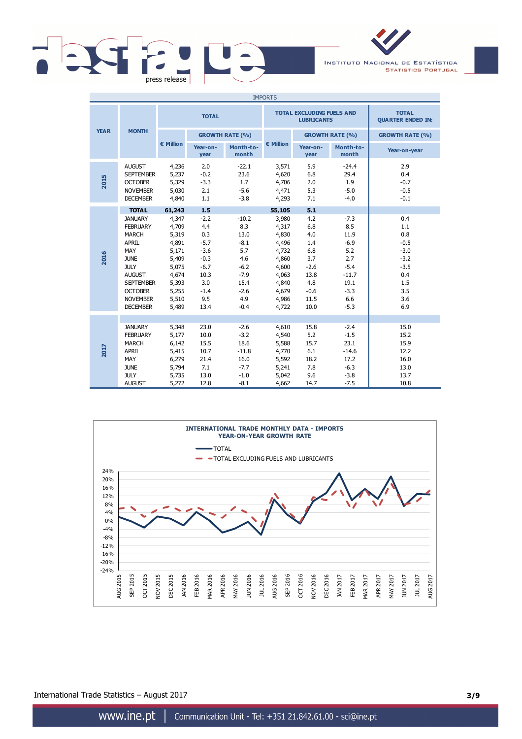IMPORTS

| YEAR | MONTH | TOTAL | | | TOTAL EXCLUDING FUELS AND LUBRICANTS | | | TOTAL QUARTER ENDED IN: |
|---|---|---|---|---|---|---|---|---|
| | | € Million | GROWTH RATE (%) | | € Million | GROWTH RATE (%) | | GROWTH RATE (%) |
| | | | Year-on-year | Month-to-month | | Year-on-year | Month-to-month | Year-on-year |
| 2015 | AUGUST | 4,236 | 2.0 | -22.1 | 3,571 | 5.9 | -24.4 | 2.9 |
| | SEPTEMBER | 5,237 | -0.2 | 23.6 | 4,620 | 6.8 | 29.4 | 0.4 |
| | OCTOBER | 5,329 | -3.3 | 1.7 | 4,706 | 2.0 | 1.9 | -0.7 |
| | NOVEMBER | 5,030 | 2.1 | -5.6 | 4,471 | 5.3 | -5.0 | -0.5 |
| | DECEMBER | 4,840 | 1.1 | -3.8 | 4,293 | 7.1 | -4.0 | -0.1 |
| | **TOTAL** | **61,243** | **1.5** | | **55,105** | **5.1** | | |
| 2016 | JANUARY | 4,347 | -2.2 | -10.2 | 3,980 | 4.2 | -7.3 | 0.4 |
| | FEBRUARY | 4,709 | 4.4 | 8.3 | 4,317 | 6.8 | 8.5 | 1.1 |
| | MARCH | 5,319 | 0.3 | 13.0 | 4,830 | 4.0 | 11.9 | 0.8 |
| | APRIL | 4,891 | -5.7 | -8.1 | 4,496 | 1.4 | -6.9 | -0.5 |
| | MAY | 5,171 | -3.6 | 5.7 | 4,732 | 6.8 | 5.2 | -3.0 |
| | JUNE | 5,409 | -0.3 | 4.6 | 4,860 | 3.7 | 2.7 | -3.2 |
| | JULY | 5,075 | -6.7 | -6.2 | 4,600 | -2.6 | -5.4 | -3.5 |
| | AUGUST | 4,674 | 10.3 | -7.9 | 4,063 | 13.8 | -11.7 | 0.4 |
| | SEPTEMBER | 5,393 | 3.0 | 15.4 | 4,840 | 4.8 | 19.1 | 1.5 |
| | OCTOBER | 5,255 | -1.4 | -2.6 | 4,679 | -0.6 | -3.3 | 3.5 |
| | NOVEMBER | 5,510 | 9.5 | 4.9 | 4,986 | 11.5 | 6.6 | 3.6 |
| | DECEMBER | 5,489 | 13.4 | -0.4 | 4,722 | 10.0 | -5.3 | 6.9 |
| 2017 | JANUARY | 5,348 | 23.0 | -2.6 | 4,610 | 15.8 | -2.4 | 15.0 |
| | FEBRUARY | 5,177 | 10.0 | -3.2 | 4,540 | 5.2 | -1.5 | 15.2 |
| | MARCH | 6,142 | 15.5 | 18.6 | 5,588 | 15.7 | 23.1 | 15.9 |
| | APRIL | 5,415 | 10.7 | -11.8 | 4,770 | 6.1 | -14.6 | 12.2 |
| | MAY | 6,279 | 21.4 | 16.0 | 5,592 | 18.2 | 17.2 | 16.0 |
| | JUNE | 5,794 | 7.1 | -7.7 | 5,241 | 7.8 | -6.3 | 13.0 |
| | JULY | 5,735 | 13.0 | -1.0 | 5,042 | 9.6 | -3.8 | 13.7 |
| | AUGUST | 5,272 | 12.8 | -8.1 | 4,662 | 14.7 | -7.5 | 10.8 |

**INTERNATIONAL TRADE MONTHLY DATA - IMPORTS**
**YEAR-ON-YEAR GROWTH RATE**

International Trade Statistics – August 2017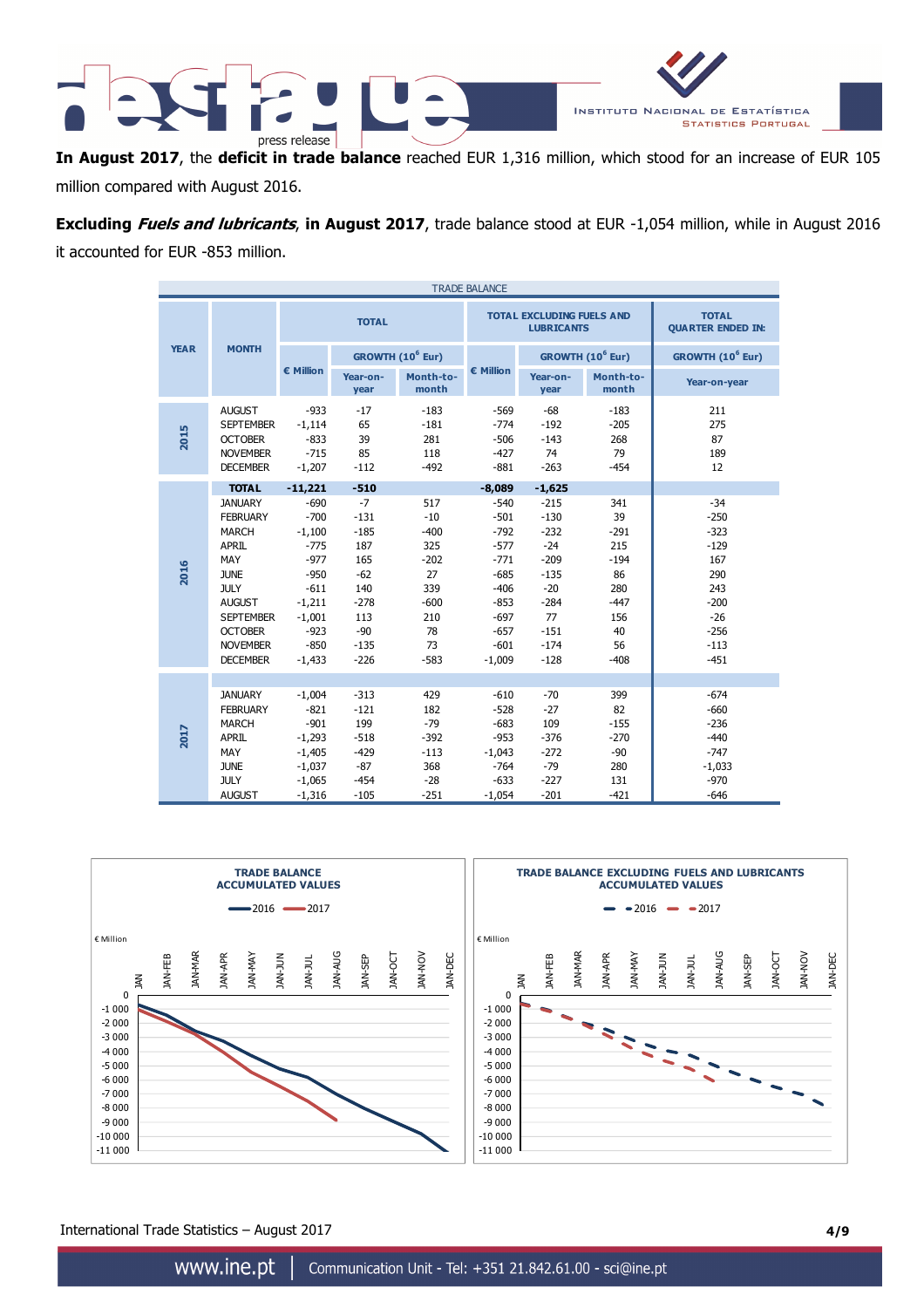**In August 2017**, the **deficit in trade balance** reached EUR 1,316 million, which stood for an increase of EUR 105 million compared with August 2016.

**Excluding *Fuels and lubricants*, in August 2017**, trade balance stood at EUR -1,054 million, while in August 2016 it accounted for EUR -853 million.

TRADE BALANCE

| YEAR | MONTH | TOTAL | | | TOTAL EXCLUDING FUELS AND LUBRICANTS | | | TOTAL QUARTER ENDED IN: |
|---|---|---|---|---|---|---|---|---|
| | | € Million | GROWTH ($10^6$ Eur) | | € Million | GROWTH ($10^6$ Eur) | | GROWTH ($10^6$ Eur) |
| | | | Year-on-year | Month-to-month | | Year-on-year | Month-to-month | Year-on-year |
| 2015 | AUGUST | -933 | -17 | -183 | -569 | -68 | -183 | 211 |
| | SEPTEMBER | -1,114 | 65 | -181 | -774 | -192 | -205 | 275 |
| | OCTOBER | -833 | 39 | 281 | -506 | -143 | 268 | 87 |
| | NOVEMBER | -715 | 85 | 118 | -427 | 74 | 79 | 189 |
| | DECEMBER | -1,207 | -112 | -492 | -881 | -263 | -454 | 12 |
| 2016 | **TOTAL** | **-11,221** | **-510** | | **-8,089** | **-1,625** | | |
| | JANUARY | -690 | -7 | 517 | -540 | -215 | 341 | -34 |
| | FEBRUARY | -700 | -131 | -10 | -501 | -130 | 39 | -250 |
| | MARCH | -1,100 | -185 | -400 | -792 | -232 | -291 | -323 |
| | APRIL | -775 | 187 | 325 | -577 | -24 | 215 | -129 |
| | MAY | -977 | 165 | -202 | -771 | -209 | -194 | 167 |
| | JUNE | -950 | -62 | 27 | -685 | -135 | 86 | 290 |
| | JULY | -611 | 140 | 339 | -406 | -20 | 280 | 243 |
| | AUGUST | -1,211 | -278 | -600 | -853 | -284 | -447 | -200 |
| | SEPTEMBER | -1,001 | 113 | 210 | -697 | 77 | 156 | -26 |
| | OCTOBER | -923 | -90 | 78 | -657 | -151 | 40 | -256 |
| | NOVEMBER | -850 | -135 | 73 | -601 | -174 | 56 | -113 |
| | DECEMBER | -1,433 | -226 | -583 | -1,009 | -128 | -408 | -451 |
| 2017 | JANUARY | -1,004 | -313 | 429 | -610 | -70 | 399 | -674 |
| | FEBRUARY | -821 | -121 | 182 | -528 | -27 | 82 | -660 |
| | MARCH | -901 | 199 | -79 | -683 | 109 | -155 | -236 |
| | APRIL | -1,293 | -518 | -392 | -953 | -376 | -270 | -440 |
| | MAY | -1,405 | -429 | -113 | -1,043 | -272 | -90 | -747 |
| | JUNE | -1,037 | -87 | 368 | -764 | -79 | 280 | -1,033 |
| | JULY | -1,065 | -454 | -28 | -633 | -227 | 131 | -970 |
| | AUGUST | -1,316 | -105 | -251 | -1,054 | -201 | -421 | -646 |

**TRADE BALANCE ACCUMULATED VALUES**

**TRADE BALANCE EXCLUDING FUELS AND LUBRICANTS ACCUMULATED VALUES**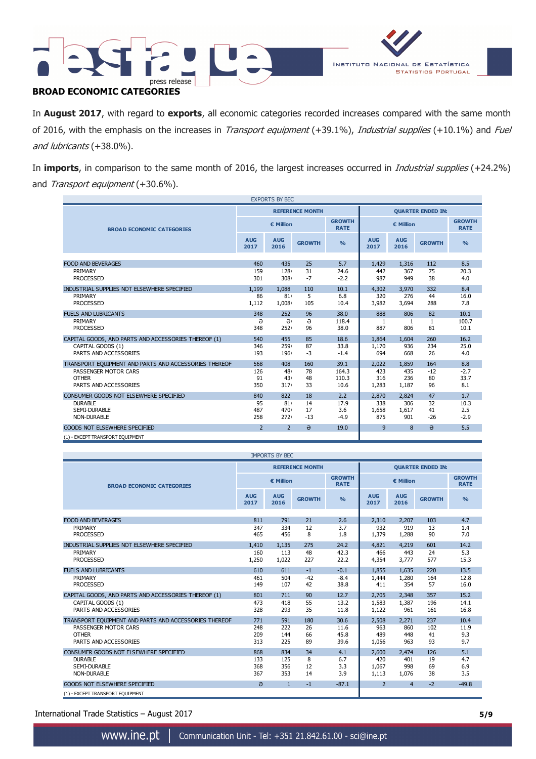## BROAD ECONOMIC CATEGORIES

In **August 2017**, with regard to **exports**, all economic categories recorded increases compared with the same month of 2016, with the emphasis on the increases in *Transport equipment* (+39.1%), *Industrial supplies* (+10.1%) and *Fuel and lubricants* (+38.0%).

In **imports**, in comparison to the same month of 2016, the largest increases occurred in *Industrial supplies* (+24.2%) and *Transport equipment* (+30.6%).

EXPORTS BY BEC

| BROAD ECONOMIC CATEGORIES | REFERENCE MONTH | | | | QUARTER ENDED IN: | | | |
|---|---|---|---|---|---|---|---|---|
| | € Million | | | GROWTH RATE | € Million | | | GROWTH RATE |
| | AUG 2017 | AUG 2016 | GROWTH | % | AUG 2017 | AUG 2016 | GROWTH | % |
| FOOD AND BEVERAGES | 460 | 435 | 25 | 5.7 | 1,429 | 1,316 | 112 | 8.5 |
| PRIMARY | 159 | 128 | 31 | 24.6 | 442 | 367 | 75 | 20.3 |
| PROCESSED | 301 | 308 | -7 | -2.2 | 987 | 949 | 38 | 4.0 |
| INDUSTRIAL SUPPLIES NOT ELSEWHERE SPECIFIED | 1,199 | 1,088 | 110 | 10.1 | 4,302 | 3,970 | 332 | 8.4 |
| PRIMARY | 86 | 81 | 5 | 6.8 | 320 | 276 | 44 | 16.0 |
| PROCESSED | 1,112 | 1,008 | 105 | 10.4 | 3,982 | 3,694 | 288 | 7.8 |
| FUELS AND LUBRICANTS | 348 | 252 | 96 | 38.0 | 888 | 806 | 82 | 10.1 |
| PRIMARY | ə | ə | ə | 118.4 | 1 | 1 | 1 | 100.7 |
| PROCESSED | 348 | 252 | 96 | 38.0 | 887 | 806 | 81 | 10.1 |
| CAPITAL GOODS, AND PARTS AND ACCESSORIES THEREOF (1) | 540 | 455 | 85 | 18.6 | 1,864 | 1,604 | 260 | 16.2 |
| CAPITAL GOODS (1) | 346 | 259 | 87 | 33.8 | 1,170 | 936 | 234 | 25.0 |
| PARTS AND ACCESSORIES | 193 | 196 | -3 | -1.4 | 694 | 668 | 26 | 4.0 |
| TRANSPORT EQUIPMENT AND PARTS AND ACCESSORIES THEREOF | 568 | 408 | 160 | 39.1 | 2,022 | 1,859 | 164 | 8.8 |
| PASSENGER MOTOR CARS | 126 | 48 | 78 | 164.3 | 423 | 435 | -12 | -2.7 |
| OTHER | 91 | 43 | 48 | 110.3 | 316 | 236 | 80 | 33.7 |
| PARTS AND ACCESSORIES | 350 | 317 | 33 | 10.6 | 1,283 | 1,187 | 96 | 8.1 |
| CONSUMER GOODS NOT ELSEWHERE SPECIFIED | 840 | 822 | 18 | 2.2 | 2,870 | 2,824 | 47 | 1.7 |
| DURABLE | 95 | 81 | 14 | 17.9 | 338 | 306 | 32 | 10.3 |
| SEMI-DURABLE | 487 | 470 | 17 | 3.6 | 1,658 | 1,617 | 41 | 2.5 |
| NON-DURABLE | 258 | 272 | -13 | -4.9 | 875 | 901 | -26 | -2.9 |
| GOODS NOT ELSEWHERE SPECIFIED | 2 | 2 | ə | 19.0 | 9 | 8 | ə | 5.5 |

(1) - EXCEPT TRANSPORT EQUIPMENT

IMPORTS BY BEC

| BROAD ECONOMIC CATEGORIES | REFERENCE MONTH | | | | QUARTER ENDED IN: | | | |
|---|---|---|---|---|---|---|---|---|
| | € Million | | | GROWTH RATE | € Million | | | GROWTH RATE |
| | AUG 2017 | AUG 2016 | GROWTH | % | AUG 2017 | AUG 2016 | GROWTH | % |
| FOOD AND BEVERAGES | 811 | 791 | 21 | 2.6 | 2,310 | 2,207 | 103 | 4.7 |
| PRIMARY | 347 | 334 | 12 | 3.7 | 932 | 919 | 13 | 1.4 |
| PROCESSED | 465 | 456 | 8 | 1.8 | 1,379 | 1,288 | 90 | 7.0 |
| INDUSTRIAL SUPPLIES NOT ELSEWHERE SPECIFIED | 1,410 | 1,135 | 275 | 24.2 | 4,821 | 4,219 | 601 | 14.2 |
| PRIMARY | 160 | 113 | 48 | 42.3 | 466 | 443 | 24 | 5.3 |
| PROCESSED | 1,250 | 1,022 | 227 | 22.2 | 4,354 | 3,777 | 577 | 15.3 |
| FUELS AND LUBRICANTS | 610 | 611 | -1 | -0.1 | 1,855 | 1,635 | 220 | 13.5 |
| PRIMARY | 461 | 504 | -42 | -8.4 | 1,444 | 1,280 | 164 | 12.8 |
| PROCESSED | 149 | 107 | 42 | 38.8 | 411 | 354 | 57 | 16.0 |
| CAPITAL GOODS, AND PARTS AND ACCESSORIES THEREOF (1) | 801 | 711 | 90 | 12.7 | 2,705 | 2,348 | 357 | 15.2 |
| CAPITAL GOODS (1) | 473 | 418 | 55 | 13.2 | 1,583 | 1,387 | 196 | 14.1 |
| PARTS AND ACCESSORIES | 328 | 293 | 35 | 11.8 | 1,122 | 961 | 161 | 16.8 |
| TRANSPORT EQUIPMENT AND PARTS AND ACCESSORIES THEREOF | 771 | 591 | 180 | 30.6 | 2,508 | 2,271 | 237 | 10.4 |
| PASSENGER MOTOR CARS | 248 | 222 | 26 | 11.6 | 963 | 860 | 102 | 11.9 |
| OTHER | 209 | 144 | 66 | 45.8 | 489 | 448 | 41 | 9.3 |
| PARTS AND ACCESSORIES | 313 | 225 | 89 | 39.6 | 1,056 | 963 | 93 | 9.7 |
| CONSUMER GOODS NOT ELSEWHERE SPECIFIED | 868 | 834 | 34 | 4.1 | 2,600 | 2,474 | 126 | 5.1 |
| DURABLE | 133 | 125 | 8 | 6.7 | 420 | 401 | 19 | 4.7 |
| SEMI-DURABLE | 368 | 356 | 12 | 3.3 | 1,067 | 998 | 69 | 6.9 |
| NON-DURABLE | 367 | 353 | 14 | 3.9 | 1,113 | 1,076 | 38 | 3.5 |
| GOODS NOT ELSEWHERE SPECIFIED | ə | 1 | -1 | -87.1 | 2 | 4 | -2 | -49.8 |

(1) - EXCEPT TRANSPORT EQUIPMENT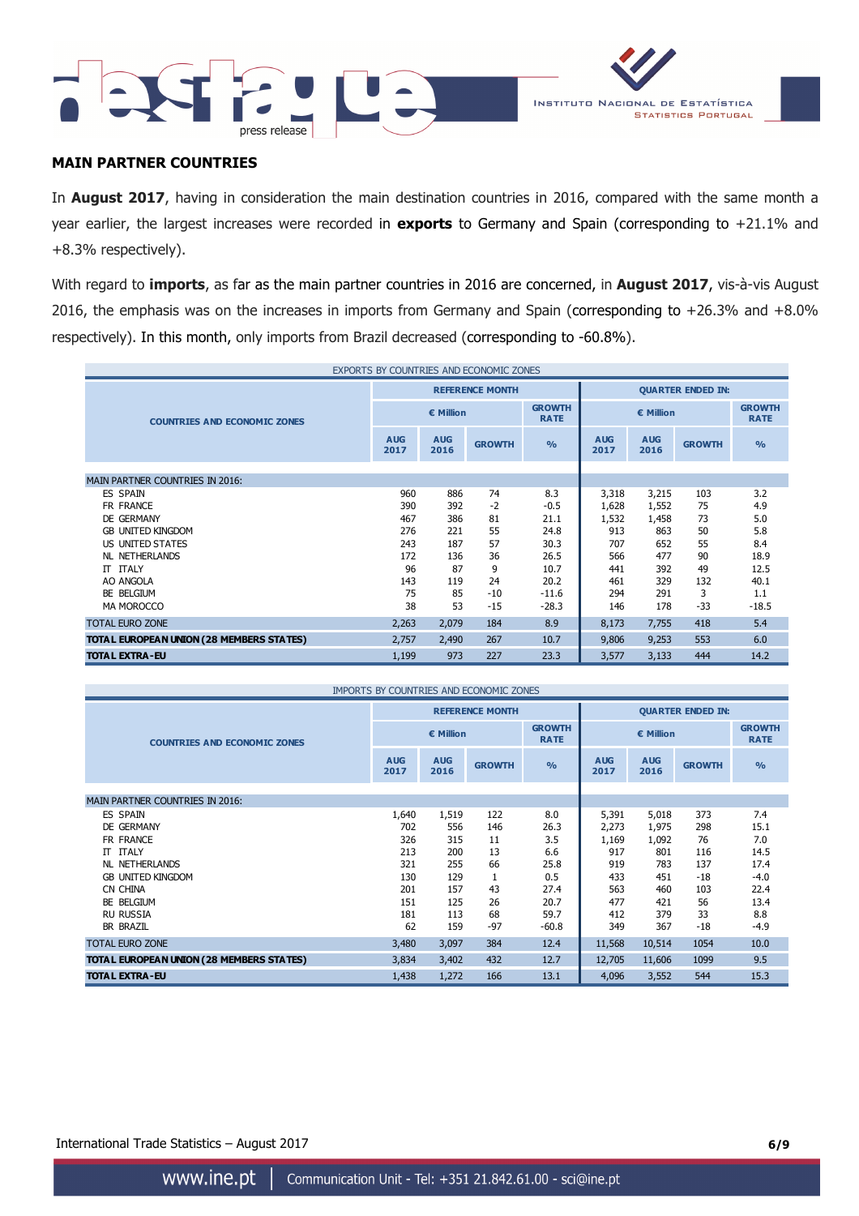## MAIN PARTNER COUNTRIES

In **August 2017**, having in consideration the main destination countries in 2016, compared with the same month a year earlier, the largest increases were recorded in **exports** to Germany and Spain (corresponding to +21.1% and +8.3% respectively).

With regard to **imports**, as far as the main partner countries in 2016 are concerned, in **August 2017**, vis-à-vis August 2016, the emphasis was on the increases in imports from Germany and Spain (corresponding to +26.3% and +8.0% respectively). In this month, only imports from Brazil decreased (corresponding to -60.8%).

EXPORTS BY COUNTRIES AND ECONOMIC ZONES

| COUNTRIES AND ECONOMIC ZONES | REFERENCE MONTH | | | | QUARTER ENDED IN: | | | |
|---|---|---|---|---|---|---|---|---|
| | € Million | | | GROWTH RATE | € Million | | | GROWTH RATE |
| | AUG 2017 | AUG 2016 | GROWTH | % | AUG 2017 | AUG 2016 | GROWTH | % |
| MAIN PARTNER COUNTRIES IN 2016: | | | | | | | | |
| ES SPAIN | 960 | 886 | 74 | 8.3 | 3,318 | 3,215 | 103 | 3.2 |
| FR FRANCE | 390 | 392 | -2 | -0.5 | 1,628 | 1,552 | 75 | 4.9 |
| DE GERMANY | 467 | 386 | 81 | 21.1 | 1,532 | 1,458 | 73 | 5.0 |
| GB UNITED KINGDOM | 276 | 221 | 55 | 24.8 | 913 | 863 | 50 | 5.8 |
| US UNITED STATES | 243 | 187 | 57 | 30.3 | 707 | 652 | 55 | 8.4 |
| NL NETHERLANDS | 172 | 136 | 36 | 26.5 | 566 | 477 | 90 | 18.9 |
| IT ITALY | 96 | 87 | 9 | 10.7 | 441 | 392 | 49 | 12.5 |
| AO ANGOLA | 143 | 119 | 24 | 20.2 | 461 | 329 | 132 | 40.1 |
| BE BELGIUM | 75 | 85 | -10 | -11.6 | 294 | 291 | 3 | 1.1 |
| MA MOROCCO | 38 | 53 | -15 | -28.3 | 146 | 178 | -33 | -18.5 |
| TOTAL EURO ZONE | 2,263 | 2,079 | 184 | 8.9 | 8,173 | 7,755 | 418 | 5.4 |
| **TOTAL EUROPEAN UNION (28 MEMBERS STATES)** | 2,757 | 2,490 | 267 | 10.7 | 9,806 | 9,253 | 553 | 6.0 |
| **TOTAL EXTRA-EU** | 1,199 | 973 | 227 | 23.3 | 3,577 | 3,133 | 444 | 14.2 |

IMPORTS BY COUNTRIES AND ECONOMIC ZONES

| COUNTRIES AND ECONOMIC ZONES | REFERENCE MONTH | | | | QUARTER ENDED IN: | | | |
|---|---|---|---|---|---|---|---|---|
| | € Million | | | GROWTH RATE | € Million | | | GROWTH RATE |
| | AUG 2017 | AUG 2016 | GROWTH | % | AUG 2017 | AUG 2016 | GROWTH | % |
| MAIN PARTNER COUNTRIES IN 2016: | | | | | | | | |
| ES SPAIN | 1,640 | 1,519 | 122 | 8.0 | 5,391 | 5,018 | 373 | 7.4 |
| DE GERMANY | 702 | 556 | 146 | 26.3 | 2,273 | 1,975 | 298 | 15.1 |
| FR FRANCE | 326 | 315 | 11 | 3.5 | 1,169 | 1,092 | 76 | 7.0 |
| IT ITALY | 213 | 200 | 13 | 6.6 | 917 | 801 | 116 | 14.5 |
| NL NETHERLANDS | 321 | 255 | 66 | 25.8 | 919 | 783 | 137 | 17.4 |
| GB UNITED KINGDOM | 130 | 129 | 1 | 0.5 | 433 | 451 | -18 | -4.0 |
| CN CHINA | 201 | 157 | 43 | 27.4 | 563 | 460 | 103 | 22.4 |
| BE BELGIUM | 151 | 125 | 26 | 20.7 | 477 | 421 | 56 | 13.4 |
| RU RUSSIA | 181 | 113 | 68 | 59.7 | 412 | 379 | 33 | 8.8 |
| BR BRAZIL | 62 | 159 | -97 | -60.8 | 349 | 367 | -18 | -4.9 |
| TOTAL EURO ZONE | 3,480 | 3,097 | 384 | 12.4 | 11,568 | 10,514 | 1054 | 10.0 |
| **TOTAL EUROPEAN UNION (28 MEMBERS STATES)** | 3,834 | 3,402 | 432 | 12.7 | 12,705 | 11,606 | 1099 | 9.5 |
| **TOTAL EXTRA-EU** | 1,438 | 1,272 | 166 | 13.1 | 4,096 | 3,552 | 544 | 15.3 |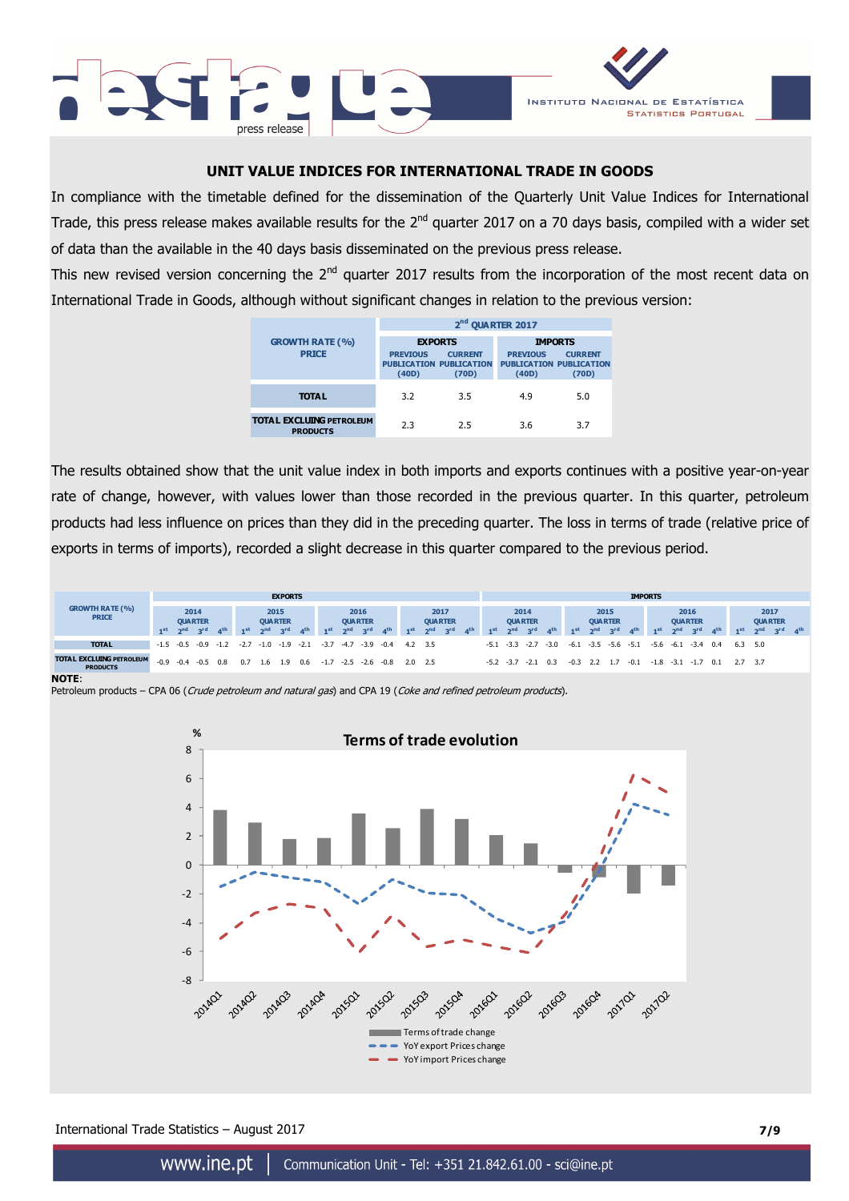## UNIT VALUE INDICES FOR INTERNATIONAL TRADE IN GOODS

In compliance with the timetable defined for the dissemination of the Quarterly Unit Value Indices for International Trade, this press release makes available results for the 2nd quarter 2017 on a 70 days basis, compiled with a wider set of data than the available in the 40 days basis disseminated on the previous press release.

This new revised version concerning the 2nd quarter 2017 results from the incorporation of the most recent data on International Trade in Goods, although without significant changes in relation to the previous version:

| GROWTH RATE (%) PRICE | 2nd QUARTER 2017 | | | |
|---|---|---|---|---|
| | EXPORTS | | IMPORTS | |
| | PREVIOUS PUBLICATION (40D) | CURRENT PUBLICATION (70D) | PREVIOUS PUBLICATION (40D) | CURRENT PUBLICATION (70D) |
| TOTAL | 3.2 | 3.5 | 4.9 | 5.0 |
| TOTAL EXCLUDING PETROLEUM PRODUCTS | 2.3 | 2.5 | 3.6 | 3.7 |

The results obtained show that the unit value index in both imports and exports continues with a positive year-on-year rate of change, however, with values lower than those recorded in the previous quarter. In this quarter, petroleum products had less influence on prices than they did in the preceding quarter. The loss in terms of trade (relative price of exports in terms of imports), recorded a slight decrease in this quarter compared to the previous period.

| GROWTH RATE (%) PRICE | EXPORTS | | | | | | | | | | | | | | | | IMPORTS | | | | | | | | | | | | | | | |
|---|---|---|---|---|---|---|---|---|---|---|---|---|---|---|---|---|---|---|---|---|---|---|---|---|---|---|---|---|---|---|---|---|
| | 2014 QUARTER | | | | 2015 QUARTER | | | | 2016 QUARTER | | | | 2017 QUARTER | | | | 2014 QUARTER | | | | 2015 QUARTER | | | | 2016 QUARTER | | | | 2017 QUARTER | | | |
| | 1st | 2nd | 3rd | 4th | 1st | 2nd | 3rd | 4th | 1st | 2nd | 3rd | 4th | 1st | 2nd | 3rd | 4th | 1st | 2nd | 3rd | 4th | 1st | 2nd | 3rd | 4th | 1st | 2nd | 3rd | 4th | 1st | 2nd | 3rd | 4th |
| TOTAL | -1.5 | -0.5 | -0.9 | -1.2 | -2.7 | -1.0 | -1.9 | -2.1 | -3.7 | -4.7 | -3.9 | -0.4 | 4.2 | 3.5 | | | -5.1 | -3.3 | -2.7 | -3.0 | -6.1 | -3.5 | -5.6 | -5.1 | -5.6 | -6.1 | -3.4 | 0.4 | 6.3 | 5.0 | | |
| TOTAL EXCLUDING PETROLEUM PRODUCTS | -0.9 | -0.4 | -0.5 | 0.8 | 0.7 | 1.6 | 1.9 | 0.6 | -1.7 | -2.5 | -2.6 | -0.8 | 2.0 | 2.5 | | | -5.2 | -3.7 | -2.1 | 0.3 | -0.3 | 2.2 | 1.7 | -0.1 | -1.8 | -3.1 | -1.7 | 0.1 | 2.7 | 3.7 | | |

**NOTE**:
Petroleum products – CPA 06 (*Crude petroleum and natural gas*) and CPA 19 (*Coke and refined petroleum products*).

**Terms of trade evolution**

Legend: Terms of trade change; YoY export Prices change; YoY import Prices change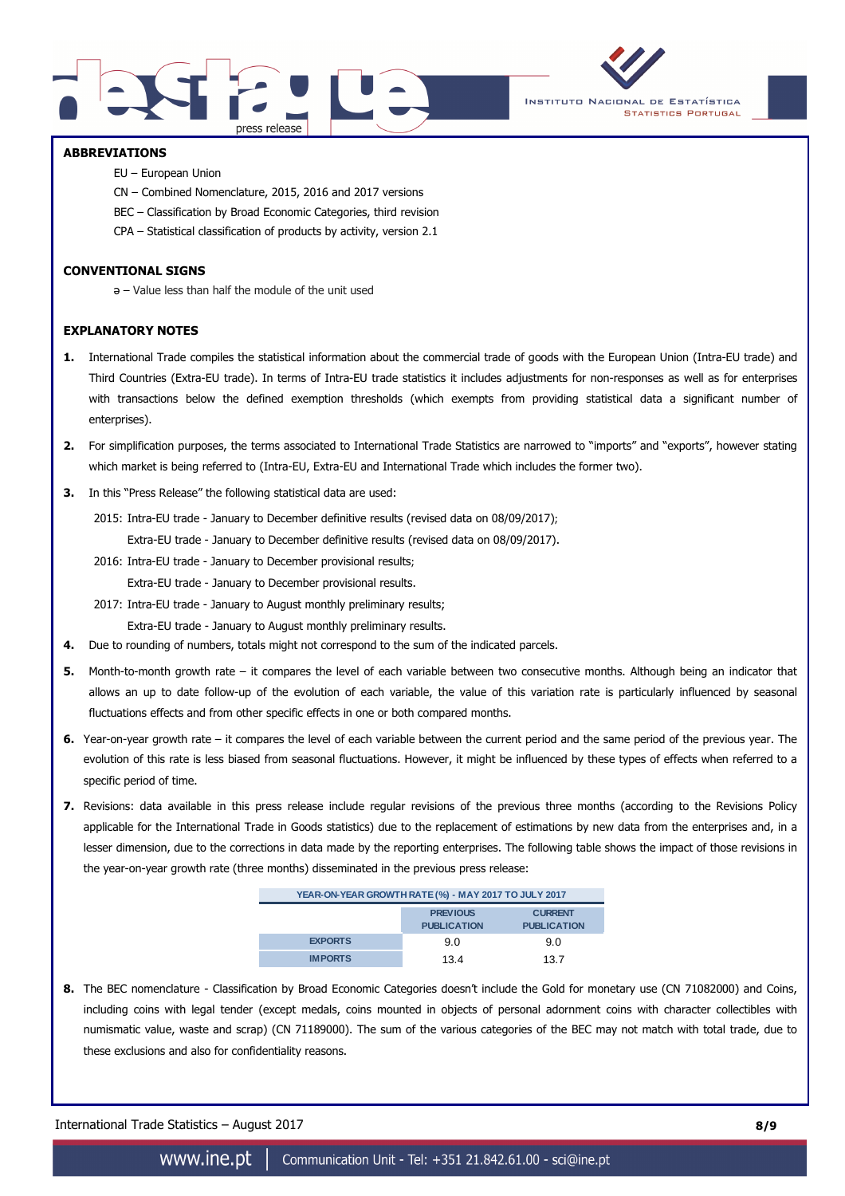## ABBREVIATIONS

EU – European Union

CN – Combined Nomenclature, 2015, 2016 and 2017 versions

BEC – Classification by Broad Economic Categories, third revision

CPA – Statistical classification of products by activity, version 2.1

## CONVENTIONAL SIGNS

ə – Value less than half the module of the unit used

## EXPLANATORY NOTES

1. International Trade compiles the statistical information about the commercial trade of goods with the European Union (Intra-EU trade) and Third Countries (Extra-EU trade). In terms of Intra-EU trade statistics it includes adjustments for non-responses as well as for enterprises with transactions below the defined exemption thresholds (which exempts from providing statistical data a significant number of enterprises).

2. For simplification purposes, the terms associated to International Trade Statistics are narrowed to "imports" and "exports", however stating which market is being referred to (Intra-EU, Extra-EU and International Trade which includes the former two).

3. In this "Press Release" the following statistical data are used:

   2015: Intra-EU trade - January to December definitive results (revised data on 08/09/2017);

   Extra-EU trade - January to December definitive results (revised data on 08/09/2017).

   2016: Intra-EU trade - January to December provisional results;

   Extra-EU trade - January to December provisional results.

   2017: Intra-EU trade - January to August monthly preliminary results;

   Extra-EU trade - January to August monthly preliminary results.

4. Due to rounding of numbers, totals might not correspond to the sum of the indicated parcels.

5. Month-to-month growth rate – it compares the level of each variable between two consecutive months. Although being an indicator that allows an up to date follow-up of the evolution of each variable, the value of this variation rate is particularly influenced by seasonal fluctuations effects and from other specific effects in one or both compared months.

6. Year-on-year growth rate – it compares the level of each variable between the current period and the same period of the previous year. The evolution of this rate is less biased from seasonal fluctuations. However, it might be influenced by these types of effects when referred to a specific period of time.

7. Revisions: data available in this press release include regular revisions of the previous three months (according to the Revisions Policy applicable for the International Trade in Goods statistics) due to the replacement of estimations by new data from the enterprises and, in a lesser dimension, due to the corrections in data made by the reporting enterprises. The following table shows the impact of those revisions in the year-on-year growth rate (three months) disseminated in the previous press release:

| YEAR-ON-YEAR GROWTH RATE (%) - MAY 2017 TO JULY 2017 | | |
|---|---|---|
| | PREVIOUS PUBLICATION | CURRENT PUBLICATION |
| EXPORTS | 9.0 | 9.0 |
| IMPORTS | 13.4 | 13.7 |

8. The BEC nomenclature - Classification by Broad Economic Categories doesn't include the Gold for monetary use (CN 71082000) and Coins, including coins with legal tender (except medals, coins mounted in objects of personal adornment coins with character collectibles with numismatic value, waste and scrap) (CN 71189000). The sum of the various categories of the BEC may not match with total trade, due to these exclusions and also for confidentiality reasons.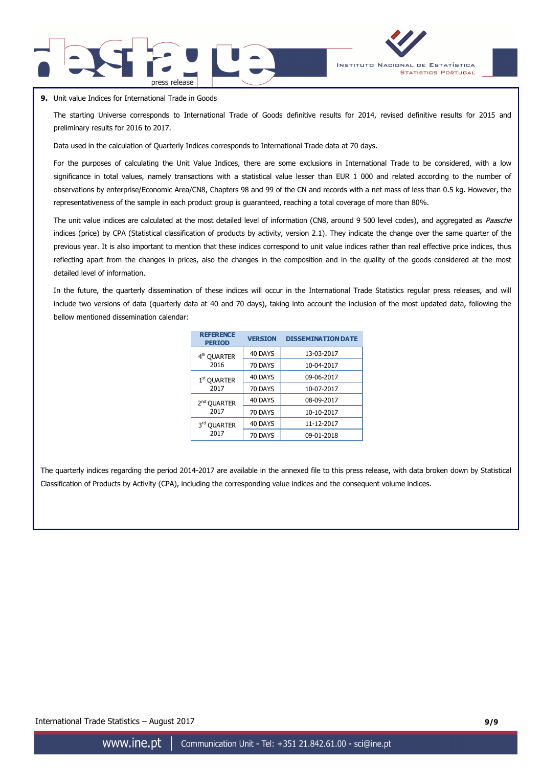**9.** Unit value Indices for International Trade in Goods

The starting Universe corresponds to International Trade of Goods definitive results for 2014, revised definitive results for 2015 and preliminary results for 2016 to 2017.

Data used in the calculation of Quarterly Indices corresponds to International Trade data at 70 days.

For the purposes of calculating the Unit Value Indices, there are some exclusions in International Trade to be considered, with a low significance in total values, namely transactions with a statistical value lesser than EUR 1 000 and related according to the number of observations by enterprise/Economic Area/CN8, Chapters 98 and 99 of the CN and records with a net mass of less than 0.5 kg. However, the representativeness of the sample in each product group is guaranteed, reaching a total coverage of more than 80%.

The unit value indices are calculated at the most detailed level of information (CN8, around 9 500 level codes), and aggregated as *Paasche* indices (price) by CPA (Statistical classification of products by activity, version 2.1). They indicate the change over the same quarter of the previous year. It is also important to mention that these indices correspond to unit value indices rather than real effective price indices, thus reflecting apart from the changes in prices, also the changes in the composition and in the quality of the goods considered at the most detailed level of information.

In the future, the quarterly dissemination of these indices will occur in the International Trade Statistics regular press releases, and will include two versions of data (quarterly data at 40 and 70 days), taking into account the inclusion of the most updated data, following the bellow mentioned dissemination calendar:

| REFERENCE PERIOD | VERSION | DISSEMINATION DATE |
|---|---|---|
| 4th QUARTER 2016 | 40 DAYS | 13-03-2017 |
| | 70 DAYS | 10-04-2017 |
| 1st QUARTER 2017 | 40 DAYS | 09-06-2017 |
| | 70 DAYS | 10-07-2017 |
| 2nd QUARTER 2017 | 40 DAYS | 08-09-2017 |
| | 70 DAYS | 10-10-2017 |
| 3rd QUARTER 2017 | 40 DAYS | 11-12-2017 |
| | 70 DAYS | 09-01-2018 |

The quarterly indices regarding the period 2014-2017 are available in the annexed file to this press release, with data broken down by Statistical Classification of Products by Activity (CPA), including the corresponding value indices and the consequent volume indices.